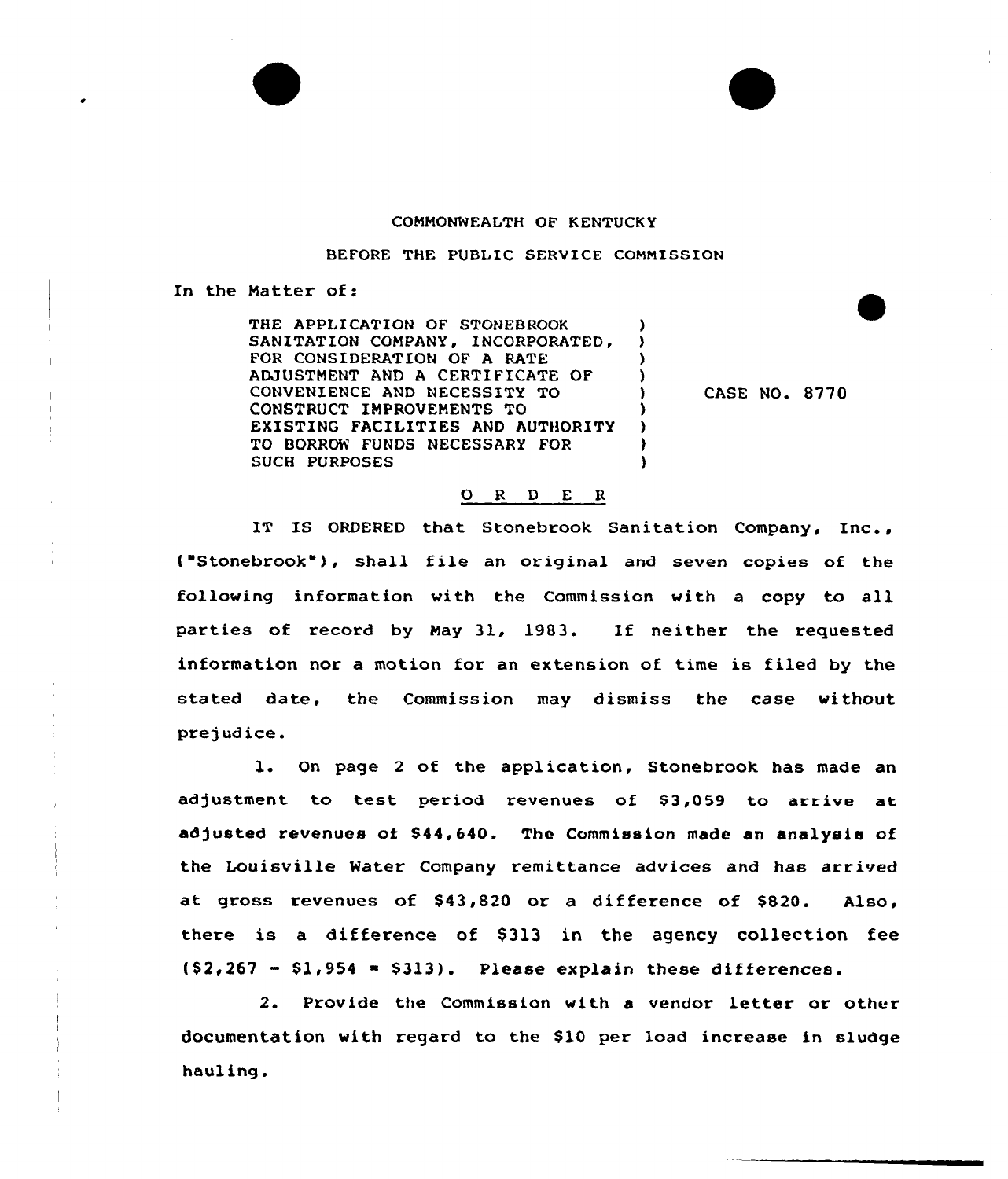COMMONWEALTH OF KENTUCKY

BEFORE THE PUBLIC SERVICE COMMISSION

In the Matter of:

THE APPLICATION OF STONEBROOK SANITATION COMPANY, INCORPORATED, FOR CONSIDERATION OF A RATE ADJUSTMENT AND A CERTIFICATE OF CONVENIENCE AND NECESSITY TO CONSTRUCT IMPROVEMENTS TO EXISTING FACILITIES AND AUTHORITY TO BORROW FUNDS NECESSARY FOR SUCH PURPOSES )

CASE NO. 8770

O R D E R

IT IS ORDERED that Stonebrook Sanitation Company, Inc., ("Stonebrook"), shall file an original and seven copies of the following information with the Commission with a copy to all parties of record by May 31, 1983. If neither the requested information nor a motion for an extension of time is filed by the stated date, the Commission may dismiss the case without prejudice.

1. On page 2 of the application, Stonebrook has made an adjustment to test period revenues of $3,059 to arrive at adjusted revenues of $44,640. The Commission made an analysis of the Louisville Water Company remittance advices and has arrived at gross revenues of $43,820 or a difference of $820. Also, there is a difference of $313 in the agency collection fee ($2,267 - $1,954 = $313). Please explain these differences.

2. Provide the Commission with a vendor letter or other documentation with regard to the $10 per load increase in sludge hauling.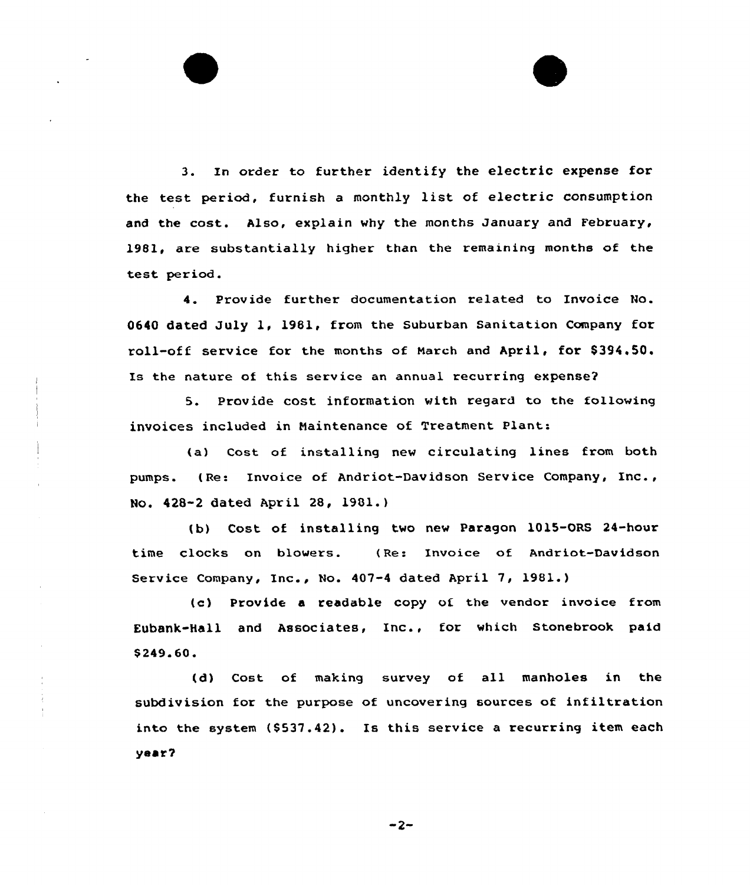3. In order to further identify the electric expense for the test period, furnish a monthly list of electric consumption and the cost. Also, explain why the months January and February, 1981, are substantially higher than the remaining months of the test period.

4. Provide further documentation related to Invoice No. 0640 dated July 1, 1981, from the Suburban Sanitation Company for roll-off service for the months of March and April, for $394.50. Is the nature of this service an annual recurring expense?

5. Provide cost information with regard to the following invoices included in Maintenance of Treatment Plant:

(a) Cost of installing new circulating lines from both pumps. (Re: Invoice of Andriot-Davidson Service Company, Inc., No. 428-2 dated April 28, 1981.)

(b) Cost of installing two new Paragon 1015-ORS 24-hour time clocks on blowers. (Re: Invoice of Andriot-Davidson Service Company, Inc., No. 407-4 dated April 7, 1981.)

(c) Provide a readable copy of the vendor invoice from Eubank-Hall and Associates, Inc., for which Stonebrook paid $249.60.

(d) Cost of making survey of all manholes in the subdivision for the purpose of uncovering sources of infiltration into the system ($537.42). Is this service a recurring item each year?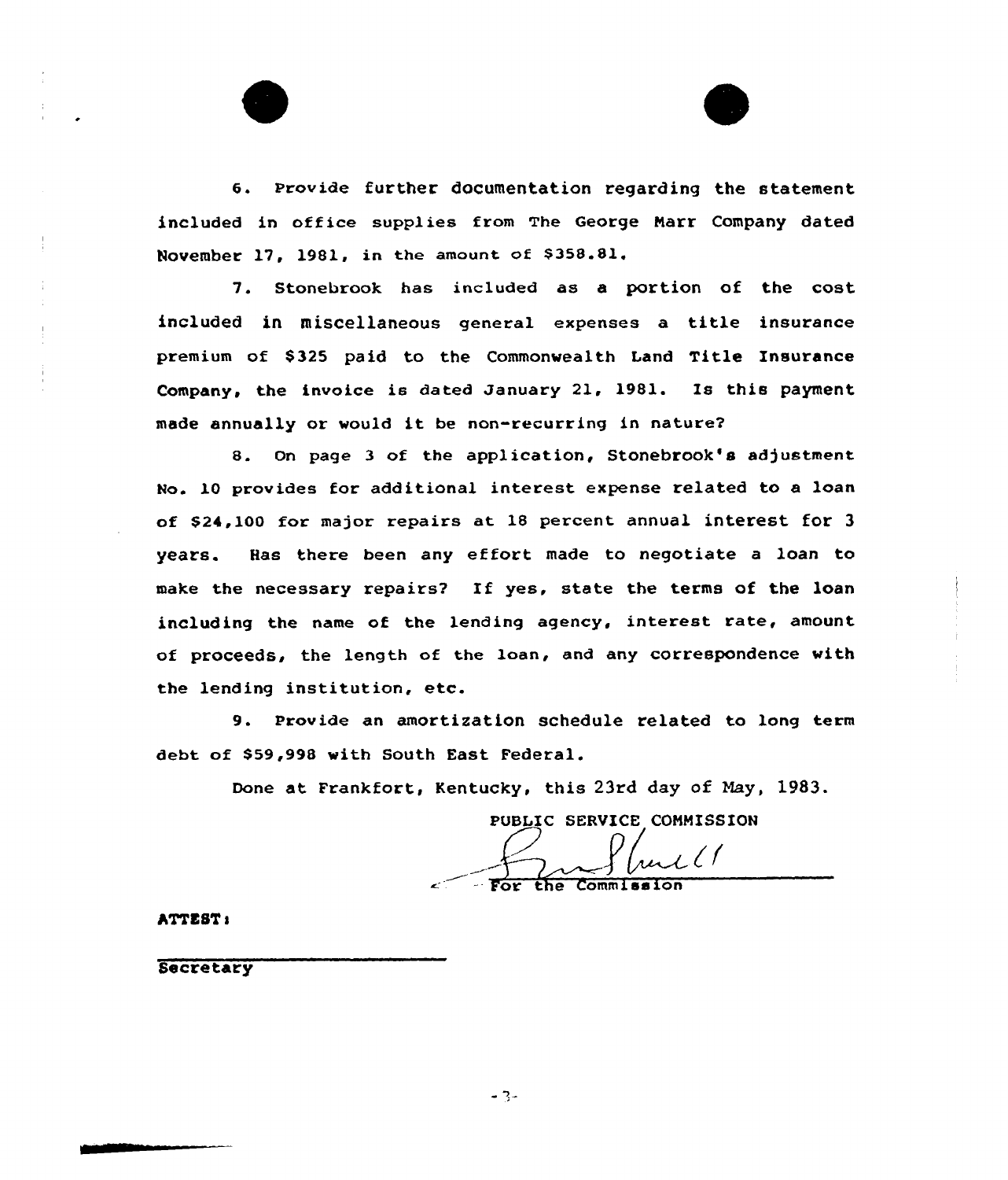6. Provide further documentation regarding the statement included in office supplies from The George Marr Company dated November 17, 1981, in the amount of $358.81.

7. Stonebrook has included as a portion of the cost included in miscellaneous general expenses a title insurance premium of $325 paid to the Commonwealth Land Title Insurance Company, the invoice is dated January 21, 1981. Is this payment made annually or would it be non-recurring in nature?

8. On page 3 of the application, Stonebrook's adjustment No. 10 provides for additional interest expense related to a loan of $24,100 for major repairs at 18 percent annual interest for 3 years. Has there been any effort made to negotiate a loan to make the necessary repairs? If yes, state the terms of the loan including the name of the lending agency, interest rate, amount of proceeds, the length of the loan, and any correspondence with the lending institution, etc.

9. Provide an amortization schedule related to long term debt of $59,998 with South East Federal.

Done at Frankfort, Kentucky, this 23rd day of May, 1983.

PUBLIC SERVICE COMMISSION

For the Commission

ATTEST:

Secretary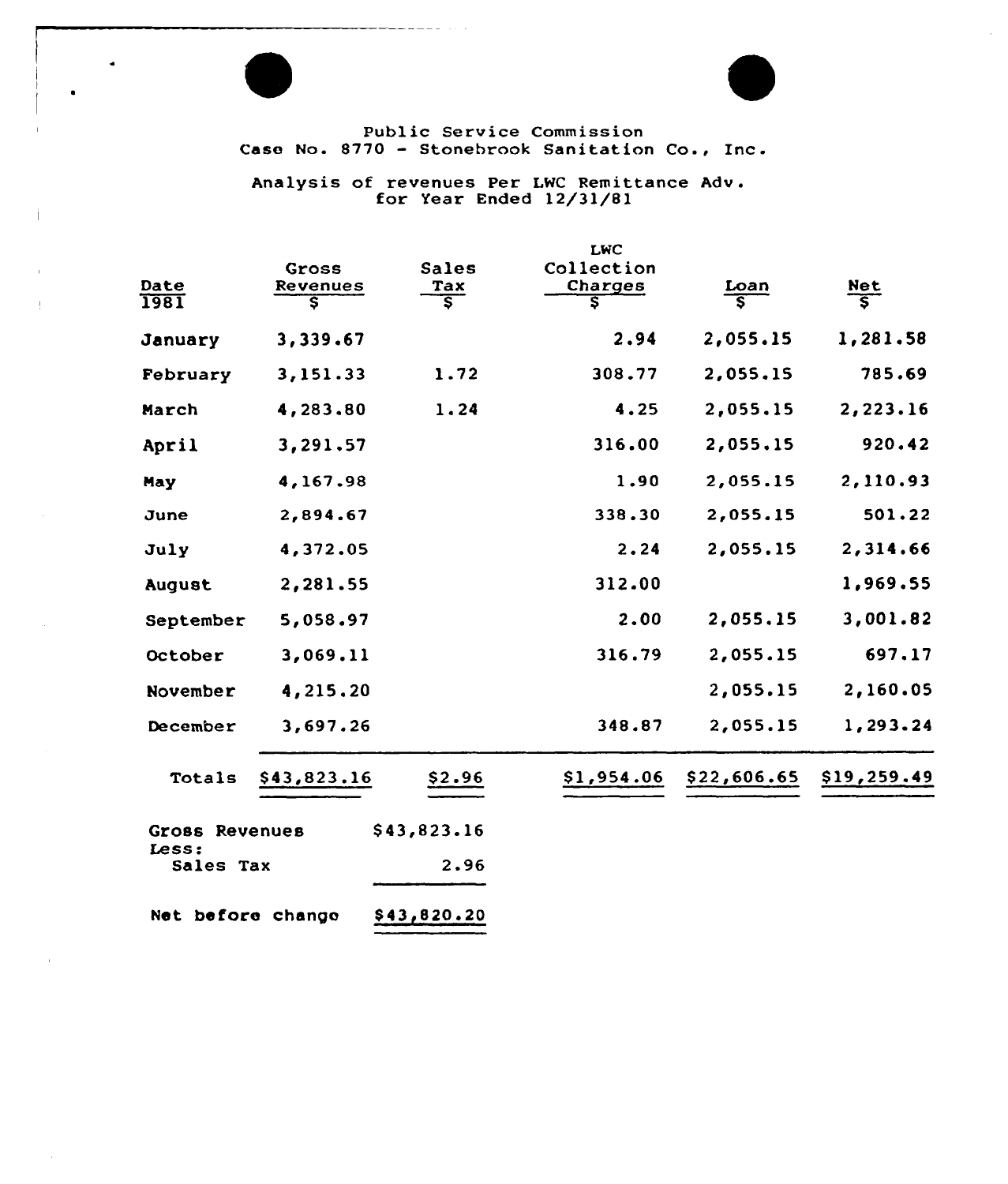Public Service Commission
Case No. 8770 - Stonebrook Sanitation Co., Inc.

Analysis of revenues Per LWC Remittance Adv.
for Year Ended 12/31/81

| Date 1981 | Gross Revenues $ | Sales Tax $ | LWC Collection Charges $ | Loan $ | Net $ |
|---|---|---|---|---|---|
| January | 3,339.67 | | 2.94 | 2,055.15 | 1,281.58 |
| February | 3,151.33 | 1.72 | 308.77 | 2,055.15 | 785.69 |
| March | 4,283.80 | 1.24 | 4.25 | 2,055.15 | 2,223.16 |
| April | 3,291.57 | | 316.00 | 2,055.15 | 920.42 |
| May | 4,167.98 | | 1.90 | 2,055.15 | 2,110.93 |
| June | 2,894.67 | | 338.30 | 2,055.15 | 501.22 |
| July | 4,372.05 | | 2.24 | 2,055.15 | 2,314.66 |
| August | 2,281.55 | | 312.00 | | 1,969.55 |
| September | 5,058.97 | | 2.00 | 2,055.15 | 3,001.82 |
| October | 3,069.11 | | 316.79 | 2,055.15 | 697.17 |
| November | 4,215.20 | | | 2,055.15 | 2,160.05 |
| December | 3,697.26 | | 348.87 | 2,055.15 | 1,293.24 |
| Totals | $43,823.16 | $2.96 | $1,954.06 | $22,606.65 | $19,259.49 |

| | |
|---|---|
| Gross Revenues | $43,823.16 |
| Less: | |
| Sales Tax | 2.96 |
| Net before change | $43,820.20 |